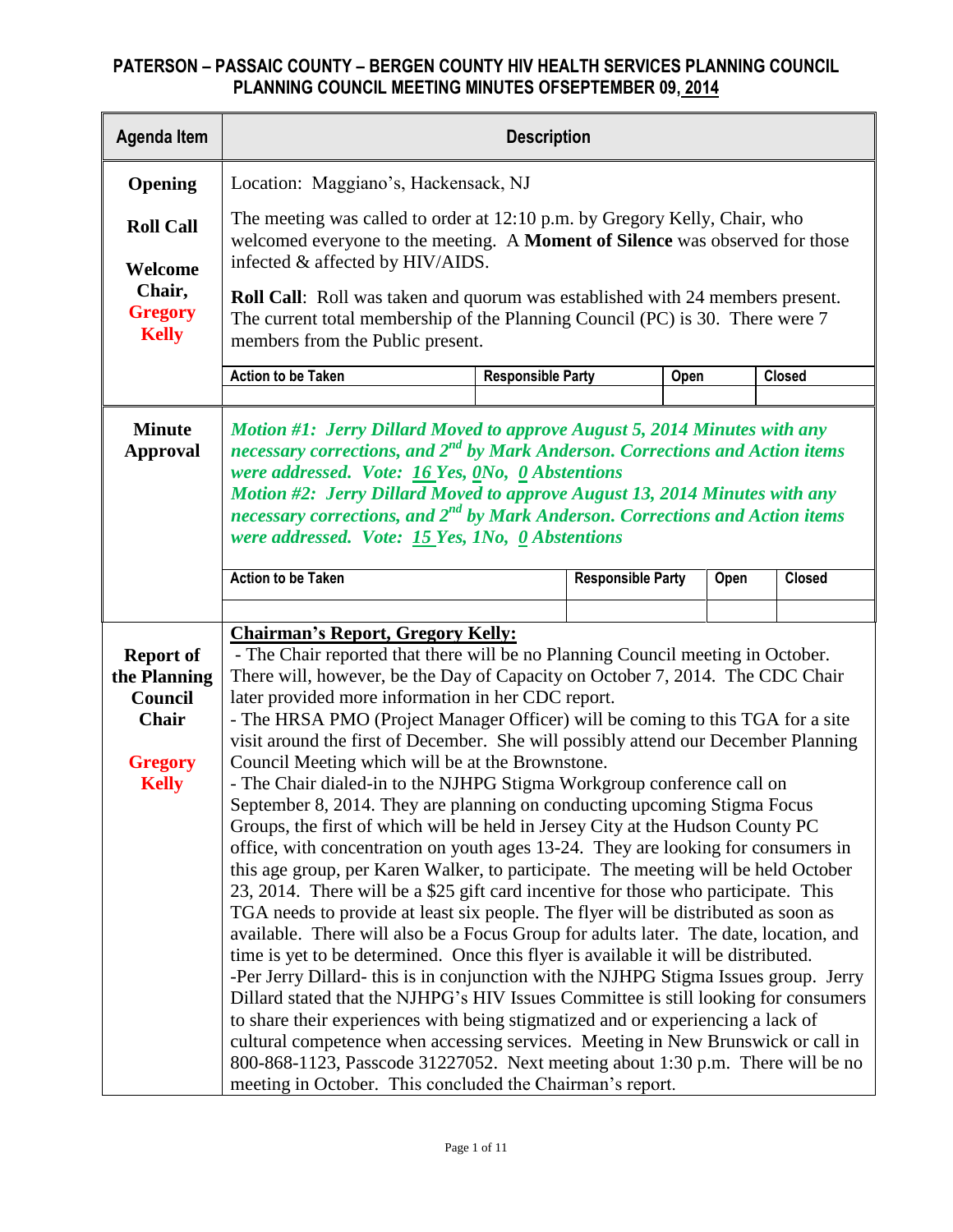# PATERSON – PASSAIC COUNTY – BERGEN COUNTY HIV HEALTH SERVICES PLANNING COUNCIL
## PLANNING COUNCIL MEETING MINUTES OFSEPTEMBER 09, 2014

| Agenda Item | Description |
|---|---|
| **Opening**<br><br>**Roll Call**<br><br>**Welcome Chair, Gregory Kelly** | Location: Maggiano's, Hackensack, NJ<br><br>The meeting was called to order at 12:10 p.m. by Gregory Kelly, Chair, who welcomed everyone to the meeting. A **Moment of Silence** was observed for those infected & affected by HIV/AIDS.<br><br>**Roll Call**: Roll was taken and quorum was established with 24 members present. The current total membership of the Planning Council (PC) is 30. There were 7 members from the Public present. |

| Action to be Taken | Responsible Party | Open | Closed |
|---|---|---|---|
| | | | |

| Agenda Item | Description |
|---|---|
| **Minute Approval** | ***Motion #1: Jerry Dillard Moved to approve August 5, 2014 Minutes with any necessary corrections, and 2nd by Mark Anderson. Corrections and Action items were addressed. Vote: 16 Yes, 0No, 0 Abstentions***<br>***Motion #2: Jerry Dillard Moved to approve August 13, 2014 Minutes with any necessary corrections, and 2nd by Mark Anderson. Corrections and Action items were addressed. Vote: 15 Yes, 1No, 0 Abstentions*** |

| Action to be Taken | Responsible Party | Open | Closed |
|---|---|---|---|
| | | | |

| Agenda Item | Description |
|---|---|
| **Report of the Planning Council Chair**<br><br>**Gregory Kelly** | **Chairman's Report, Gregory Kelly:**<br>- The Chair reported that there will be no Planning Council meeting in October. There will, however, be the Day of Capacity on October 7, 2014. The CDC Chair later provided more information in her CDC report.<br>- The HRSA PMO (Project Manager Officer) will be coming to this TGA for a site visit around the first of December. She will possibly attend our December Planning Council Meeting which will be at the Brownstone.<br>- The Chair dialed-in to the NJHPG Stigma Workgroup conference call on September 8, 2014. They are planning on conducting upcoming Stigma Focus Groups, the first of which will be held in Jersey City at the Hudson County PC office, with concentration on youth ages 13-24. They are looking for consumers in this age group, per Karen Walker, to participate. The meeting will be held October 23, 2014. There will be a $25 gift card incentive for those who participate. This TGA needs to provide at least six people. The flyer will be distributed as soon as available. There will also be a Focus Group for adults later. The date, location, and time is yet to be determined. Once this flyer is available it will be distributed.<br>-Per Jerry Dillard- this is in conjunction with the NJHPG Stigma Issues group. Jerry Dillard stated that the NJHPG's HIV Issues Committee is still looking for consumers to share their experiences with being stigmatized and or experiencing a lack of cultural competence when accessing services. Meeting in New Brunswick or call in 800-868-1123, Passcode 31227052. Next meeting about 1:30 p.m. There will be no meeting in October. This concluded the Chairman's report. |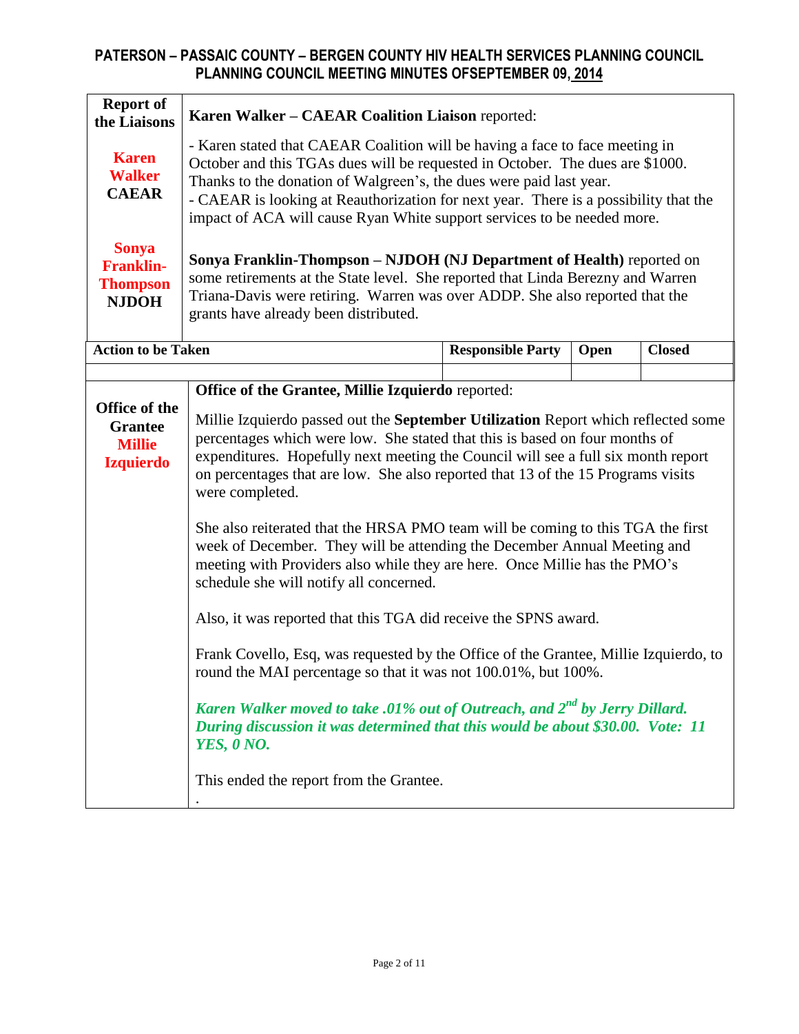## PATERSON – PASSAIC COUNTY – BERGEN COUNTY HIV HEALTH SERVICES PLANNING COUNCIL
## PLANNING COUNCIL MEETING MINUTES OFSEPTEMBER 09, 2014

| Report of the Liaisons | |
|---|---|
| **Karen Walker CAEAR** | **Karen Walker – CAEAR Coalition Liaison** reported:<br><br>- Karen stated that CAEAR Coalition will be having a face to face meeting in October and this TGAs dues will be requested in October. The dues are $1000. Thanks to the donation of Walgreen's, the dues were paid last year.<br>- CAEAR is looking at Reauthorization for next year. There is a possibility that the impact of ACA will cause Ryan White support services to be needed more. |
| **Sonya Franklin-Thompson NJDOH** | **Sonya Franklin-Thompson – NJDOH (NJ Department of Health)** reported on some retirements at the State level. She reported that Linda Berezny and Warren Triana-Davis were retiring. Warren was over ADDP. She also reported that the grants have already been distributed. |

| Action to be Taken | Responsible Party | Open | Closed |
|---|---|---|---|
| | | | |

| | |
|---|---|
| **Office of the Grantee Millie Izquierdo** | **Office of the Grantee, Millie Izquierdo** reported:<br><br>Millie Izquierdo passed out the **September Utilization** Report which reflected some percentages which were low. She stated that this is based on four months of expenditures. Hopefully next meeting the Council will see a full six month report on percentages that are low. She also reported that 13 of the 15 Programs visits were completed.<br><br>She also reiterated that the HRSA PMO team will be coming to this TGA the first week of December. They will be attending the December Annual Meeting and meeting with Providers also while they are here. Once Millie has the PMO's schedule she will notify all concerned.<br><br>Also, it was reported that this TGA did receive the SPNS award.<br><br>Frank Covello, Esq, was requested by the Office of the Grantee, Millie Izquierdo, to round the MAI percentage so that it was not 100.01%, but 100%.<br><br>***Karen Walker moved to take .01% out of Outreach, and 2nd by Jerry Dillard. During discussion it was determined that this would be about $30.00. Vote: 11 YES, 0 NO.***<br><br>This ended the report from the Grantee.<br>. |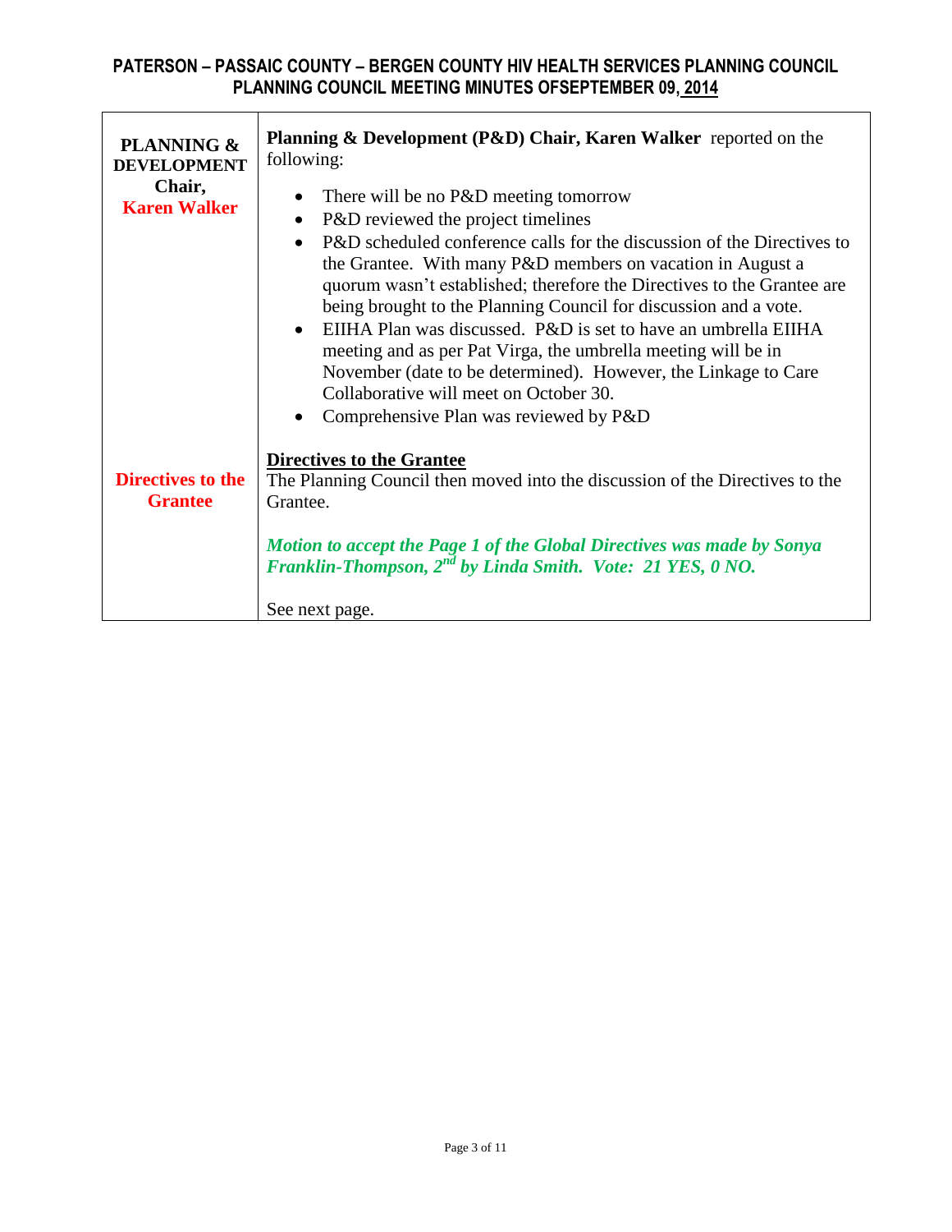| | |
|---|---|
| **PLANNING & DEVELOPMENT Chair, Karen Walker** | **Planning & Development (P&D) Chair, Karen Walker** reported on the following:<br><br>• There will be no P&D meeting tomorrow<br>• P&D reviewed the project timelines<br>• P&D scheduled conference calls for the discussion of the Directives to the Grantee. With many P&D members on vacation in August a quorum wasn't established; therefore the Directives to the Grantee are being brought to the Planning Council for discussion and a vote.<br>• EIIHA Plan was discussed. P&D is set to have an umbrella EIIHA meeting and as per Pat Virga, the umbrella meeting will be in November (date to be determined). However, the Linkage to Care Collaborative will meet on October 30.<br>• Comprehensive Plan was reviewed by P&D |
| **Directives to the Grantee** | **Directives to the Grantee**<br>The Planning Council then moved into the discussion of the Directives to the Grantee.<br><br>***Motion to accept the Page 1 of the Global Directives was made by Sonya Franklin-Thompson, 2nd by Linda Smith. Vote: 21 YES, 0 NO.***<br><br>See next page. |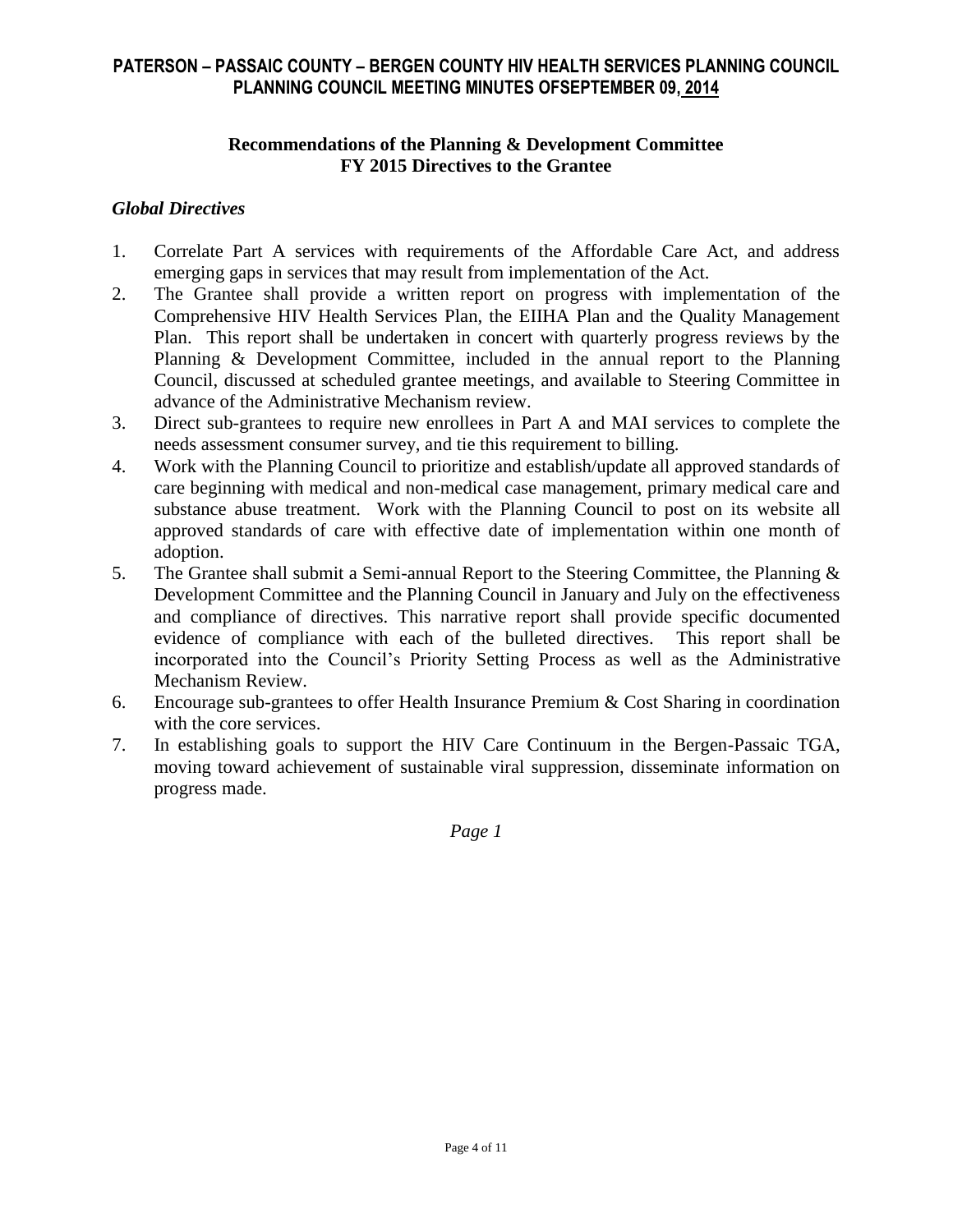## Recommendations of the Planning & Development Committee
## FY 2015 Directives to the Grantee

### *Global Directives*

1. Correlate Part A services with requirements of the Affordable Care Act, and address emerging gaps in services that may result from implementation of the Act.
2. The Grantee shall provide a written report on progress with implementation of the Comprehensive HIV Health Services Plan, the EIIHA Plan and the Quality Management Plan. This report shall be undertaken in concert with quarterly progress reviews by the Planning & Development Committee, included in the annual report to the Planning Council, discussed at scheduled grantee meetings, and available to Steering Committee in advance of the Administrative Mechanism review.
3. Direct sub-grantees to require new enrollees in Part A and MAI services to complete the needs assessment consumer survey, and tie this requirement to billing.
4. Work with the Planning Council to prioritize and establish/update all approved standards of care beginning with medical and non-medical case management, primary medical care and substance abuse treatment. Work with the Planning Council to post on its website all approved standards of care with effective date of implementation within one month of adoption.
5. The Grantee shall submit a Semi-annual Report to the Steering Committee, the Planning & Development Committee and the Planning Council in January and July on the effectiveness and compliance of directives. This narrative report shall provide specific documented evidence of compliance with each of the bulleted directives. This report shall be incorporated into the Council's Priority Setting Process as well as the Administrative Mechanism Review.
6. Encourage sub-grantees to offer Health Insurance Premium & Cost Sharing in coordination with the core services.
7. In establishing goals to support the HIV Care Continuum in the Bergen-Passaic TGA, moving toward achievement of sustainable viral suppression, disseminate information on progress made.

*Page 1*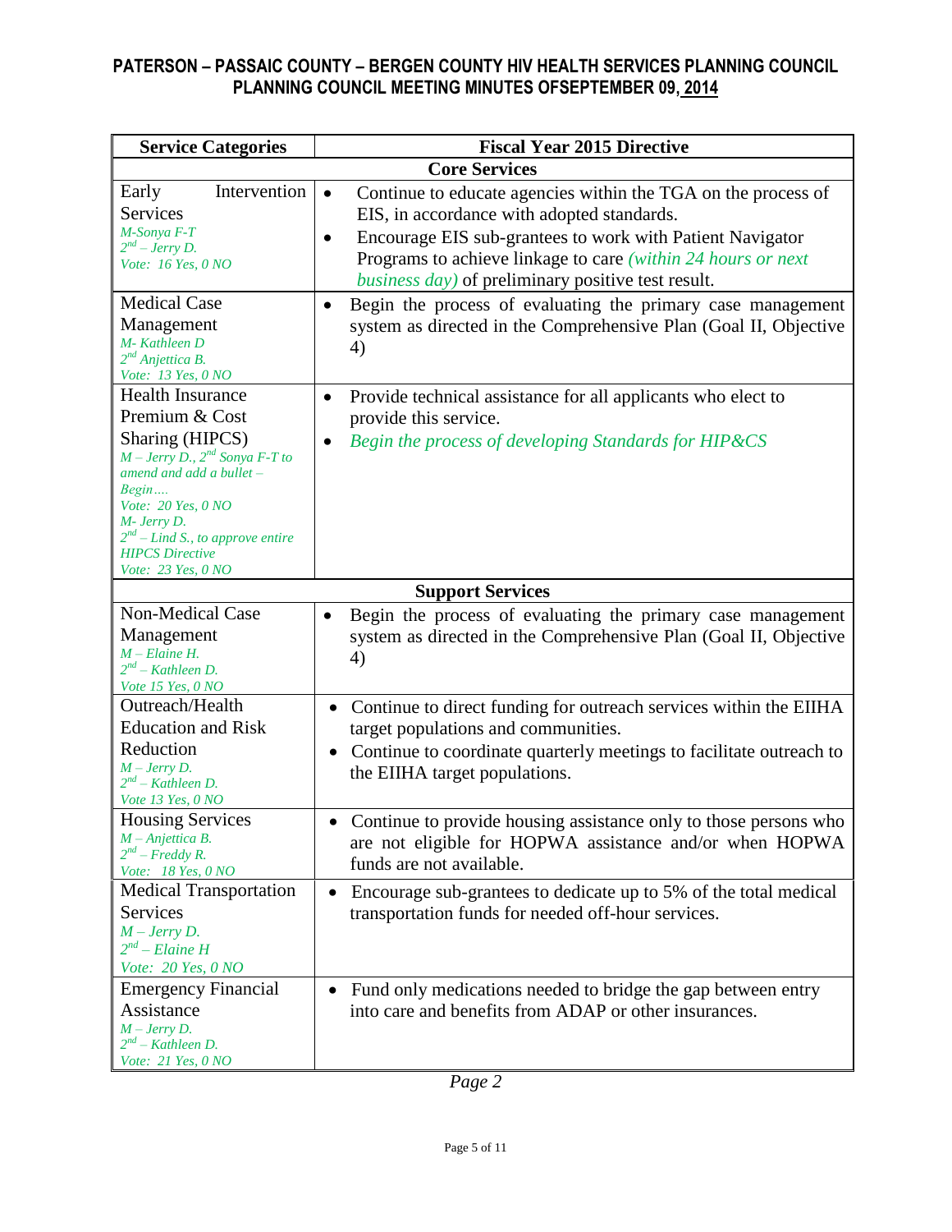| Service Categories | Fiscal Year 2015 Directive |
|---|---|
| **Core Services** | |
| Early Intervention Services<br>*M-Sonya F-T*<br>*2nd – Jerry D.*<br>*Vote: 16 Yes, 0 NO* | • Continue to educate agencies within the TGA on the process of EIS, in accordance with adopted standards.<br>• Encourage EIS sub-grantees to work with Patient Navigator Programs to achieve linkage to care *(within 24 hours or next business day)* of preliminary positive test result. |
| Medical Case Management<br>*M- Kathleen D*<br>*2nd Anjettica B.*<br>*Vote: 13 Yes, 0 NO* | • Begin the process of evaluating the primary case management system as directed in the Comprehensive Plan (Goal II, Objective 4) |
| Health Insurance Premium & Cost Sharing (HIPCS)<br>*M – Jerry D., 2nd Sonya F-T to amend and add a bullet – Begin….*<br>*Vote: 20 Yes, 0 NO*<br>*M- Jerry D.*<br>*2nd – Lind S., to approve entire HIPCS Directive*<br>*Vote: 23 Yes, 0 NO* | • Provide technical assistance for all applicants who elect to provide this service.<br>• *Begin the process of developing Standards for HIP&CS* |
| **Support Services** | |
| Non-Medical Case Management<br>*M – Elaine H.*<br>*2nd – Kathleen D.*<br>*Vote 15 Yes, 0 NO* | • Begin the process of evaluating the primary case management system as directed in the Comprehensive Plan (Goal II, Objective 4) |
| Outreach/Health Education and Risk Reduction<br>*M – Jerry D.*<br>*2nd – Kathleen D.*<br>*Vote 13 Yes, 0 NO* | • Continue to direct funding for outreach services within the EIIHA target populations and communities.<br>• Continue to coordinate quarterly meetings to facilitate outreach to the EIIHA target populations. |
| Housing Services<br>*M – Anjettica B.*<br>*2nd – Freddy R.*<br>*Vote: 18 Yes, 0 NO* | • Continue to provide housing assistance only to those persons who are not eligible for HOPWA assistance and/or when HOPWA funds are not available. |
| Medical Transportation Services<br>*M – Jerry D.*<br>*2nd – Elaine H*<br>*Vote: 20 Yes, 0 NO* | • Encourage sub-grantees to dedicate up to 5% of the total medical transportation funds for needed off-hour services. |
| Emergency Financial Assistance<br>*M – Jerry D.*<br>*2nd – Kathleen D.*<br>*Vote: 21 Yes, 0 NO* | • Fund only medications needed to bridge the gap between entry into care and benefits from ADAP or other insurances. |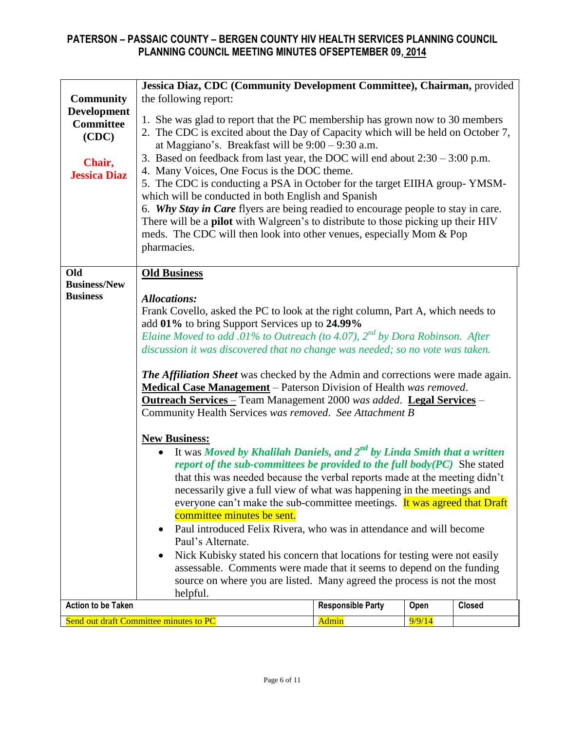| | |
|---|---|
| **Community Development Committee (CDC)**<br><br>**Chair, Jessica Diaz** | **Jessica Diaz, CDC (Community Development Committee), Chairman,** provided the following report:<br><br>1. She was glad to report that the PC membership has grown now to 30 members<br>2. The CDC is excited about the Day of Capacity which will be held on October 7, at Maggiano's. Breakfast will be 9:00 – 9:30 a.m.<br>3. Based on feedback from last year, the DOC will end about 2:30 – 3:00 p.m.<br>4. Many Voices, One Focus is the DOC theme.<br>5. The CDC is conducting a PSA in October for the target EIIHA group- YMSM- which will be conducted in both English and Spanish<br>6. ***Why Stay in Care*** flyers are being readied to encourage people to stay in care. There will be a **pilot** with Walgreen's to distribute to those picking up their HIV meds. The CDC will then look into other venues, especially Mom & Pop pharmacies. |
| **Old Business/New Business** | **Old Business**<br><br>***Allocations:***<br>Frank Covello, asked the PC to look at the right column, Part A, which needs to add **01%** to bring Support Services up to **24.99%**<br>*Elaine Moved to add .01% to Outreach (to 4.07), 2nd by Dora Robinson. After discussion it was discovered that no change was needed; so no vote was taken.*<br><br>***The Affiliation Sheet*** was checked by the Admin and corrections were made again. **Medical Case Management** – Paterson Division of Health *was removed*. **Outreach Services** – Team Management 2000 *was added*. **Legal Services** – Community Health Services *was removed*. *See Attachment B*<br><br>**New Business:**<br>• It was ***Moved by Khalilah Daniels, and 2nd by Linda Smith that a written report of the sub-committees be provided to the full body(PC)*** She stated that this was needed because the verbal reports made at the meeting didn't necessarily give a full view of what was happening in the meetings and everyone can't make the sub-committee meetings. It was agreed that Draft committee minutes be sent.<br>• Paul introduced Felix Rivera, who was in attendance and will become Paul's Alternate.<br>• Nick Kubisky stated his concern that locations for testing were not easily assessable. Comments were made that it seems to depend on the funding source on where you are listed. Many agreed the process is not the most helpful. |

| Action to be Taken | Responsible Party | Open | Closed |
|---|---|---|---|
| Send out draft Committee minutes to PC | Admin | 9/9/14 | |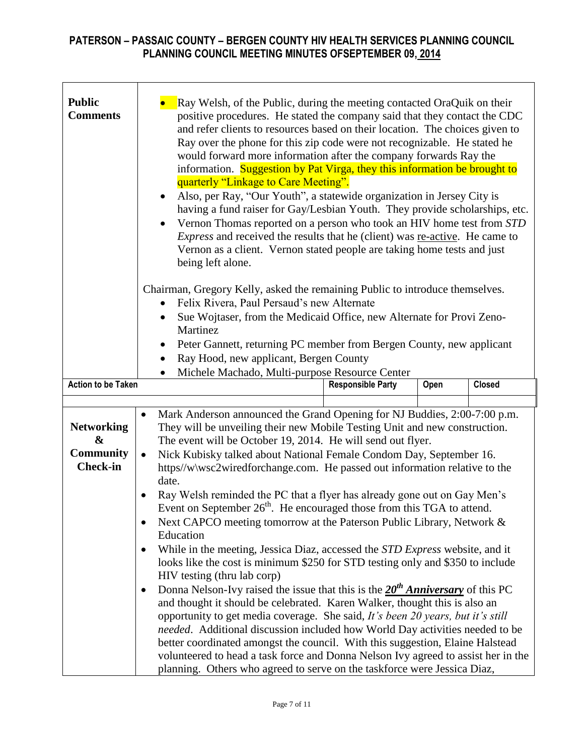# PATERSON – PASSAIC COUNTY – BERGEN COUNTY HIV HEALTH SERVICES PLANNING COUNCIL
## PLANNING COUNCIL MEETING MINUTES OFSEPTEMBER 09, 2014

| **Public Comments** | • Ray Welsh, of the Public, during the meeting contacted OraQuik on their positive procedures. He stated the company said that they contact the CDC and refer clients to resources based on their location. The choices given to Ray over the phone for this zip code were not recognizable. He stated he would forward more information after the company forwards Ray the information. Suggestion by Pat Virga, they this information be brought to quarterly "Linkage to Care Meeting".<br>• Also, per Ray, "Our Youth", a statewide organization in Jersey City is having a fund raiser for Gay/Lesbian Youth. They provide scholarships, etc.<br>• Vernon Thomas reported on a person who took an HIV home test from *STD Express* and received the results that he (client) was re-active. He came to Vernon as a client. Vernon stated people are taking home tests and just being left alone.<br><br>Chairman, Gregory Kelly, asked the remaining Public to introduce themselves.<br>• Felix Rivera, Paul Persaud's new Alternate<br>• Sue Wojtaser, from the Medicaid Office, new Alternate for Provi Zeno-Martinez<br>• Peter Gannett, returning PC member from Bergen County, new applicant<br>• Ray Hood, new applicant, Bergen County<br>• Michele Machado, Multi-purpose Resource Center | | | |
|---|---|---|---|---|
| **Action to be Taken** | | **Responsible Party** | **Open** | **Closed** |
| | | | | |
| **Networking & Community Check-in** | • Mark Anderson announced the Grand Opening for NJ Buddies, 2:00-7:00 p.m. They will be unveiling their new Mobile Testing Unit and new construction. The event will be October 19, 2014. He will send out flyer.<br>• Nick Kubisky talked about National Female Condom Day, September 16. https//w\wsc2wiredforchange.com. He passed out information relative to the date.<br>• Ray Welsh reminded the PC that a flyer has already gone out on Gay Men's Event on September 26th. He encouraged those from this TGA to attend.<br>• Next CAPCO meeting tomorrow at the Paterson Public Library, Network & Education<br>• While in the meeting, Jessica Diaz, accessed the *STD Express* website, and it looks like the cost is minimum $250 for STD testing only and $350 to include HIV testing (thru lab corp)<br>• Donna Nelson-Ivy raised the issue that this is the ***20th Anniversary*** of this PC and thought it should be celebrated. Karen Walker, thought this is also an opportunity to get media coverage. She said, *It's been 20 years, but it's still needed*. Additional discussion included how World Day activities needed to be better coordinated amongst the council. With this suggestion, Elaine Halstead volunteered to head a task force and Donna Nelson Ivy agreed to assist her in the planning. Others who agreed to serve on the taskforce were Jessica Diaz, | | | |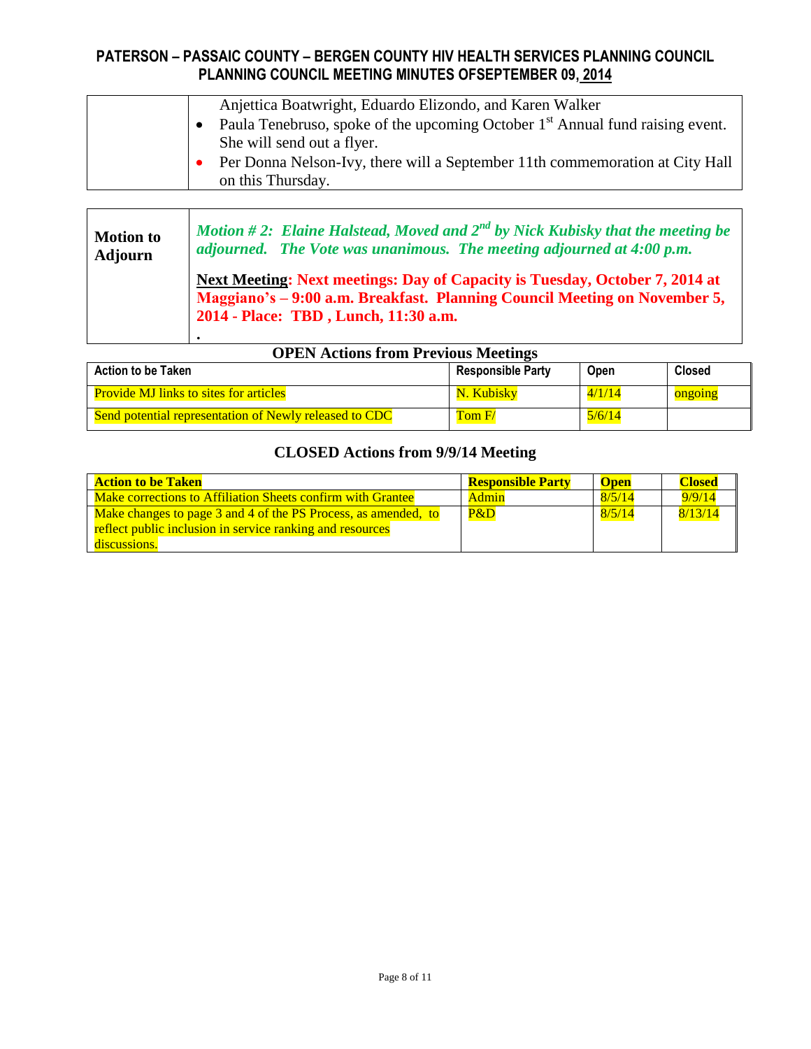# PATERSON – PASSAIC COUNTY – BERGEN COUNTY HIV HEALTH SERVICES PLANNING COUNCIL
## PLANNING COUNCIL MEETING MINUTES OFSEPTEMBER 09, 2014

| | |
|---|---|
| | Anjettica Boatwright, Eduardo Elizondo, and Karen Walker<br>• Paula Tenebruso, spoke of the upcoming October 1st Annual fund raising event. She will send out a flyer.<br>• Per Donna Nelson-Ivy, there will a September 11th commemoration at City Hall on this Thursday. |

| | |
|---|---|
| **Motion to Adjourn** | ***Motion # 2: Elaine Halstead, Moved and 2nd by Nick Kubisky that the meeting be adjourned. The Vote was unanimous. The meeting adjourned at 4:00 p.m.***<br><br>**Next Meeting: Next meetings: Day of Capacity is Tuesday, October 7, 2014 at Maggiano's – 9:00 a.m. Breakfast. Planning Council Meeting on November 5, 2014 - Place: TBD , Lunch, 11:30 a.m.**<br><br>• |

### OPEN Actions from Previous Meetings

| Action to be Taken | Responsible Party | Open | Closed |
|---|---|---|---|
| Provide MJ links to sites for articles | N. Kubisky | 4/1/14 | ongoing |
| Send potential representation of Newly released to CDC | Tom F/ | 5/6/14 | |

### CLOSED Actions from 9/9/14 Meeting

| Action to be Taken | Responsible Party | Open | Closed |
|---|---|---|---|
| Make corrections to Affiliation Sheets confirm with Grantee | Admin | 8/5/14 | 9/9/14 |
| Make changes to page 3 and 4 of the PS Process, as amended, to reflect public inclusion in service ranking and resources discussions. | P&D | 8/5/14 | 8/13/14 |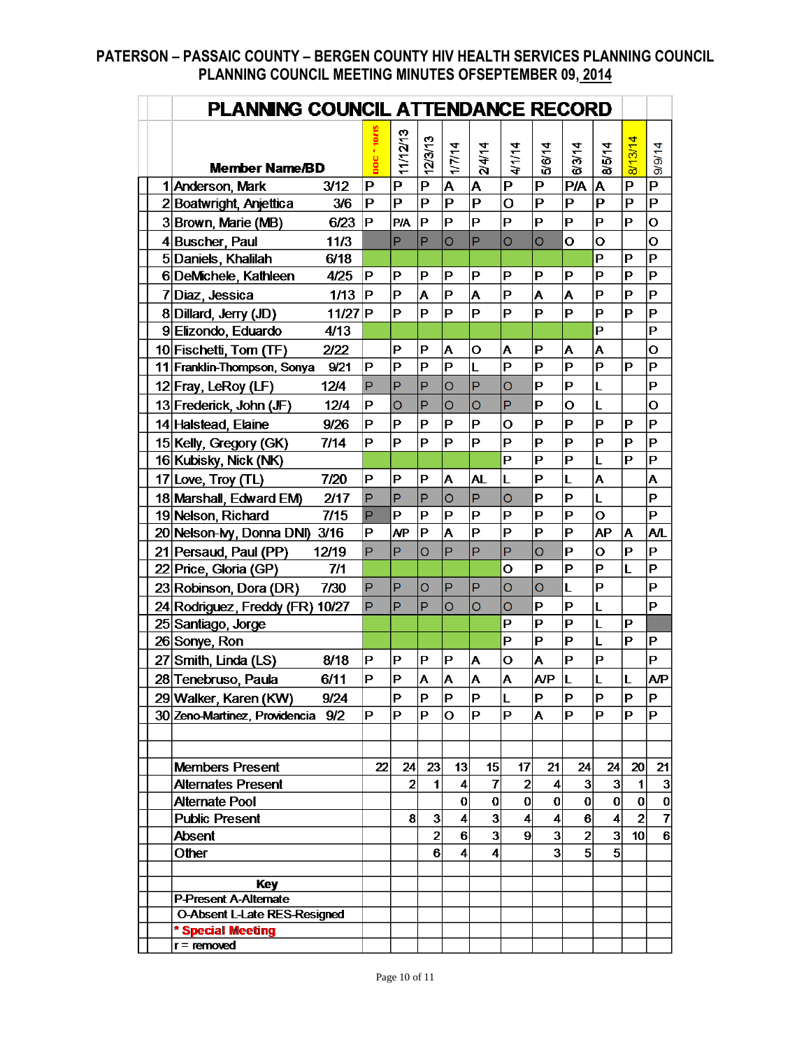**PATERSON – PASSAIC COUNTY – BERGEN COUNTY HIV HEALTH SERVICES PLANNING COUNCIL**
**PLANNING COUNCIL MEETING MINUTES OFSEPTEMBER 09, 2014**

## PLANNING COUNCIL ATTENDANCE RECORD

| | Member Name/BD | | DOC - 10/15 | 11/12/13 | 12/3/13 | 1/7/14 | 2/4/14 | 4/1/14 | 5/6/14 | 6/3/14 | 8/5/14 | 8/13/14 | 9/9/14 |
|---|---|---|---|---|---|---|---|---|---|---|---|---|---|
| 1 | Anderson, Mark | 3/12 | P | P | P | A | A | P | P | P/A | A | P | P |
| 2 | Boatwright, Anjettica | 3/6 | P | P | P | P | P | O | P | P | P | P | P |
| 3 | Brown, Marie (MB) | 6/23 | P | P/A | P | P | P | P | P | P | P | P | O |
| 4 | Buscher, Paul | 11/3 | | P | P | O | P | O | O | O | O | | O |
| 5 | Daniels, Khalilah | 6/18 | | | | | | | | | P | P | P |
| 6 | DeMichele, Kathleen | 4/25 | P | P | P | P | P | P | P | P | P | P | P |
| 7 | Diaz, Jessica | 1/13 | P | P | A | P | A | P | A | A | P | P | P |
| 8 | Dillard, Jerry (JD) | 11/27 | P | P | P | P | P | P | P | P | P | P | P |
| 9 | Elizondo, Eduardo | 4/13 | | | | | | | | | P | | P |
| 10 | Fischetti, Tom (TF) | 2/22 | | P | P | A | O | A | P | A | A | | O |
| 11 | Franklin-Thompson, Sonya | 9/21 | P | P | P | P | L | P | P | P | P | P | P |
| 12 | Fray, LeRoy (LF) | 12/4 | P | P | P | O | P | O | P | P | L | | P |
| 13 | Frederick, John (JF) | 12/4 | P | O | P | O | O | P | P | O | L | | O |
| 14 | Halstead, Elaine | 9/26 | P | P | P | P | P | O | P | P | P | P | P |
| 15 | Kelly, Gregory (GK) | 7/14 | P | P | P | P | P | P | P | P | P | P | P |
| 16 | Kubisky, Nick (NK) | | | | | | | P | P | P | L | P | P |
| 17 | Love, Troy (TL) | 7/20 | P | P | P | A | AL | L | P | L | A | | A |
| 18 | Marshall, Edward EM) | 2/17 | P | P | P | O | P | O | P | P | L | | P |
| 19 | Nelson, Richard | 7/15 | P | P | P | P | P | P | P | P | O | | P |
| 20 | Nelson-Ivy, Donna DNI) | 3/16 | P | A/P | P | A | P | P | P | P | AP | A | A/L |
| 21 | Persaud, Paul (PP) | 12/19 | P | P | O | P | P | P | O | P | O | P | P |
| 22 | Price, Gloria (GP) | 7/1 | | | | | | O | P | P | P | L | P |
| 23 | Robinson, Dora (DR) | 7/30 | P | P | O | P | P | O | O | L | P | | P |
| 24 | Rodriguez, Freddy (FR) | 10/27 | P | P | P | O | O | O | P | P | L | | P |
| 25 | Santiago, Jorge | | | | | | | P | P | P | L | P | |
| 26 | Sonye, Ron | | | | | | | P | P | P | L | P | P |
| 27 | Smith, Linda (LS) | 8/18 | P | P | P | P | A | O | A | P | P | | P |
| 28 | Tenebruso, Paula | 6/11 | P | P | A | A | A | A | A/P | L | L | L | A/P |
| 29 | Walker, Karen (KW) | 9/24 | | P | P | P | P | L | P | P | P | P | P |
| 30 | Zeno-Martinez, Providencia | 9/2 | P | P | P | O | P | P | A | P | P | P | P |
| | | | | | | | | | | | | | |
| | Members Present | | 22 | 24 | 23 | 13 | 15 | 17 | 21 | 24 | 24 | 20 | 21 |
| | Alternates Present | | | 2 | 1 | 4 | 7 | 2 | 4 | 3 | 3 | 1 | 3 |
| | Alternate Pool | | | | | 0 | 0 | 0 | 0 | 0 | 0 | 0 | 0 |
| | Public Present | | | 8 | 3 | 4 | 3 | 4 | 4 | 6 | 4 | 2 | 7 |
| | Absent | | | | 2 | 6 | 3 | 9 | 3 | 2 | 3 | 10 | 6 |
| | Other | | | | 6 | 4 | 4 | | 3 | 5 | 5 | | |

**Key**
P-Present A-Alternate
O-Absent L-Late RES-Resigned
* Special Meeting
r = removed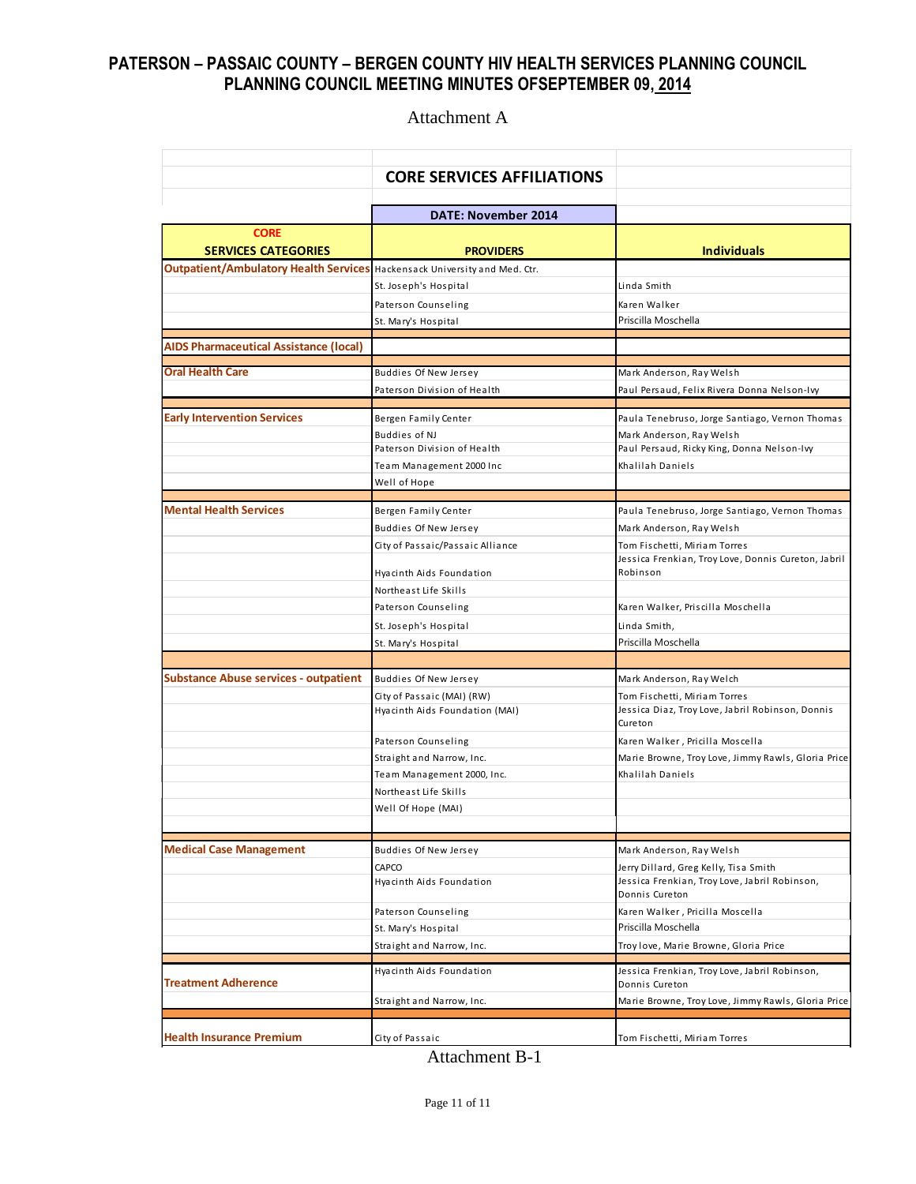# PATERSON – PASSAIC COUNTY – BERGEN COUNTY HIV HEALTH SERVICES PLANNING COUNCIL
## PLANNING COUNCIL MEETING MINUTES OFSEPTEMBER 09, 2014

Attachment A

**CORE SERVICES AFFILIATIONS**

**DATE: November 2014**

| CORE SERVICES CATEGORIES | PROVIDERS | Individuals |
|---|---|---|
| Outpatient/Ambulatory Health Services | Hackensack University and Med. Ctr. | |
| | St. Joseph's Hospital | Linda Smith |
| | Paterson Counseling | Karen Walker |
| | St. Mary's Hospital | Priscilla Moschella |
| AIDS Pharmaceutical Assistance (local) | | |
| Oral Health Care | Buddies Of New Jersey | Mark Anderson, Ray Welsh |
| | Paterson Division of Health | Paul Persaud, Felix Rivera Donna Nelson-Ivy |
| Early Intervention Services | Bergen Family Center | Paula Tenebruso, Jorge Santiago, Vernon Thomas |
| | Buddies of NJ | Mark Anderson, Ray Welsh |
| | Paterson Division of Health | Paul Persaud, Ricky King, Donna Nelson-Ivy |
| | Team Management 2000 Inc | Khalilah Daniels |
| | Well of Hope | |
| Mental Health Services | Bergen Family Center | Paula Tenebruso, Jorge Santiago, Vernon Thomas |
| | Buddies Of New Jersey | Mark Anderson, Ray Welsh |
| | City of Passaic/Passaic Alliance | Tom Fischetti, Miriam Torres |
| | Hyacinth Aids Foundation | Jessica Frenkian, Troy Love, Donnis Cureton, Jabril Robinson |
| | Northeast Life Skills | |
| | Paterson Counseling | Karen Walker, Priscilla Moschella |
| | St. Joseph's Hospital | Linda Smith, |
| | St. Mary's Hospital | Priscilla Moschella |
| Substance Abuse services - outpatient | Buddies Of New Jersey | Mark Anderson, Ray Welch |
| | City of Passaic (MAI) (RW) | Tom Fischetti, Miriam Torres |
| | Hyacinth Aids Foundation (MAI) | Jessica Diaz, Troy Love, Jabril Robinson, Donnis Cureton |
| | Paterson Counseling | Karen Walker , Pricilla Moscella |
| | Straight and Narrow, Inc. | Marie Browne, Troy Love, Jimmy Rawls, Gloria Price |
| | Team Management 2000, Inc. | Khalilah Daniels |
| | Northeast Life Skills | |
| | Well Of Hope (MAI) | |
| Medical Case Management | Buddies Of New Jersey | Mark Anderson, Ray Welsh |
| | CAPCO | Jerry Dillard, Greg Kelly, Tisa Smith |
| | Hyacinth Aids Foundation | Jessica Frenkian, Troy Love, Jabril Robinson, Donnis Cureton |
| | Paterson Counseling | Karen Walker , Pricilla Moscella |
| | St. Mary's Hospital | Priscilla Moschella |
| | Straight and Narrow, Inc. | Troy love, Marie Browne, Gloria Price |
| Treatment Adherence | Hyacinth Aids Foundation | Jessica Frenkian, Troy Love, Jabril Robinson, Donnis Cureton |
| | Straight and Narrow, Inc. | Marie Browne, Troy Love, Jimmy Rawls, Gloria Price |
| Health Insurance Premium | City of Passaic | Tom Fischetti, Miriam Torres |

Attachment B-1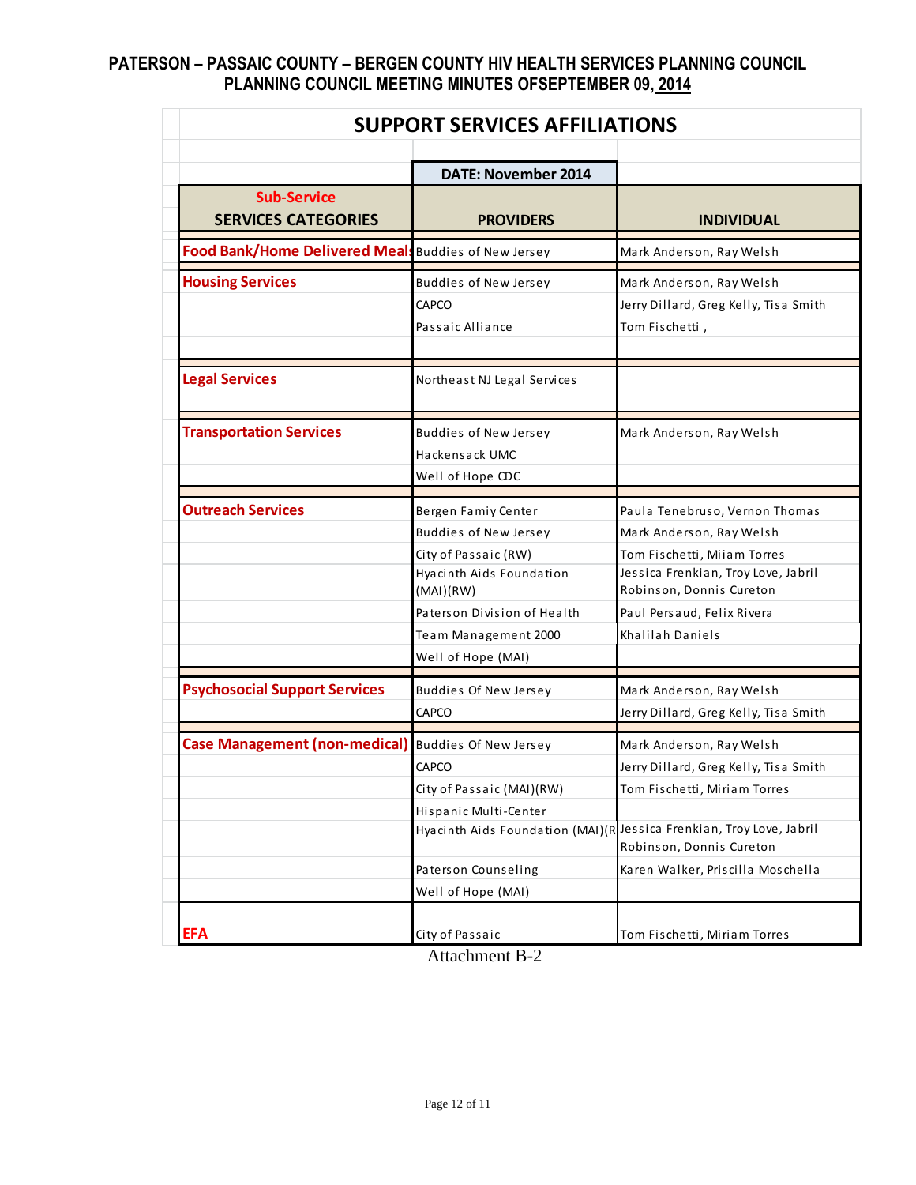PATERSON – PASSAIC COUNTY – BERGEN COUNTY HIV HEALTH SERVICES PLANNING COUNCIL
PLANNING COUNCIL MEETING MINUTES OFSEPTEMBER 09, 2014

## SUPPORT SERVICES AFFILIATIONS

DATE: November 2014

| Sub-Service SERVICES CATEGORIES | PROVIDERS | INDIVIDUAL |
|---|---|---|
| Food Bank/Home Delivered Meals | Buddies of New Jersey | Mark Anderson, Ray Welsh |
| Housing Services | Buddies of New Jersey | Mark Anderson, Ray Welsh |
| | CAPCO | Jerry Dillard, Greg Kelly, Tisa Smith |
| | Passaic Alliance | Tom Fischetti , |
| Legal Services | Northeast NJ Legal Services | |
| Transportation Services | Buddies of New Jersey | Mark Anderson, Ray Welsh |
| | Hackensack UMC | |
| | Well of Hope CDC | |
| Outreach Services | Bergen Famiy Center | Paula Tenebruso, Vernon Thomas |
| | Buddies of New Jersey | Mark Anderson, Ray Welsh |
| | City of Passaic (RW) | Tom Fischetti, Miiam Torres |
| | Hyacinth Aids Foundation (MAI)(RW) | Jessica Frenkian, Troy Love, Jabril Robinson, Donnis Cureton |
| | Paterson Division of Health | Paul Persaud, Felix Rivera |
| | Team Management 2000 | Khalilah Daniels |
| | Well of Hope (MAI) | |
| Psychosocial Support Services | Buddies Of New Jersey | Mark Anderson, Ray Welsh |
| | CAPCO | Jerry Dillard, Greg Kelly, Tisa Smith |
| Case Management (non-medical) | Buddies Of New Jersey | Mark Anderson, Ray Welsh |
| | CAPCO | Jerry Dillard, Greg Kelly, Tisa Smith |
| | City of Passaic (MAI)(RW) | Tom Fischetti, Miriam Torres |
| | Hispanic Multi-Center | |
| | Hyacinth Aids Foundation (MAI)(R | Jessica Frenkian, Troy Love, Jabril Robinson, Donnis Cureton |
| | Paterson Counseling | Karen Walker, Priscilla Moschella |
| | Well of Hope (MAI) | |
| EFA | City of Passaic | Tom Fischetti, Miriam Torres |

Attachment B-2